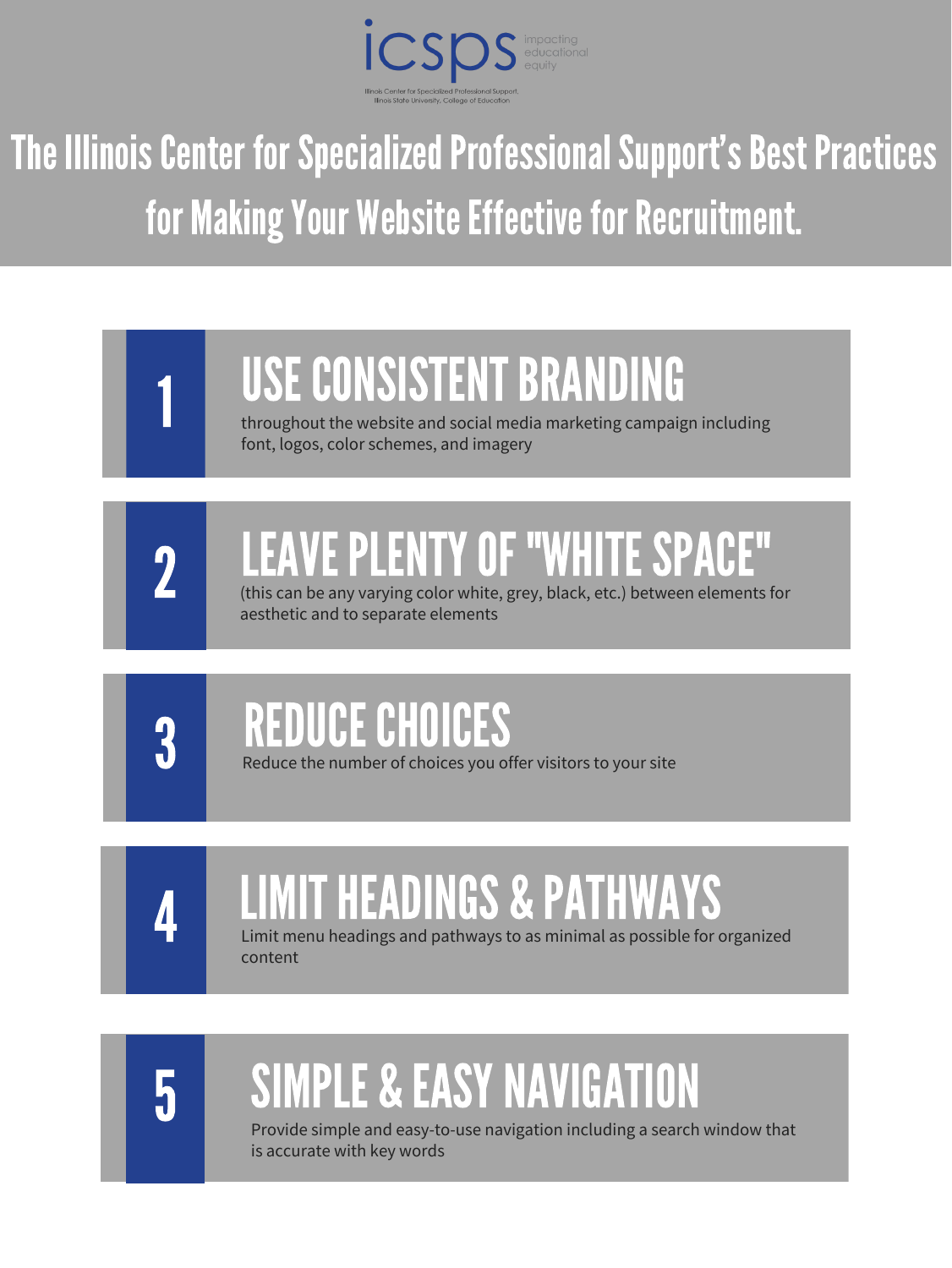icsps
impacting educational equity

Illinois Center for Specialized Professional Support, Illinois State University, College of Education

# The Illinois Center for Specialized Professional Support's Best Practices for Making Your Website Effective for Recruitment.

## 1 USE CONSISTENT BRANDING

throughout the website and social media marketing campaign including font, logos, color schemes, and imagery

## 2 LEAVE PLENTY OF "WHITE SPACE"

(this can be any varying color white, grey, black, etc.) between elements for aesthetic and to separate elements

## 3 REDUCE CHOICES

Reduce the number of choices you offer visitors to your site

## 4 LIMIT HEADINGS & PATHWAYS

Limit menu headings and pathways to as minimal as possible for organized content

## 5 SIMPLE & EASY NAVIGATION

Provide simple and easy-to-use navigation including a search window that is accurate with key words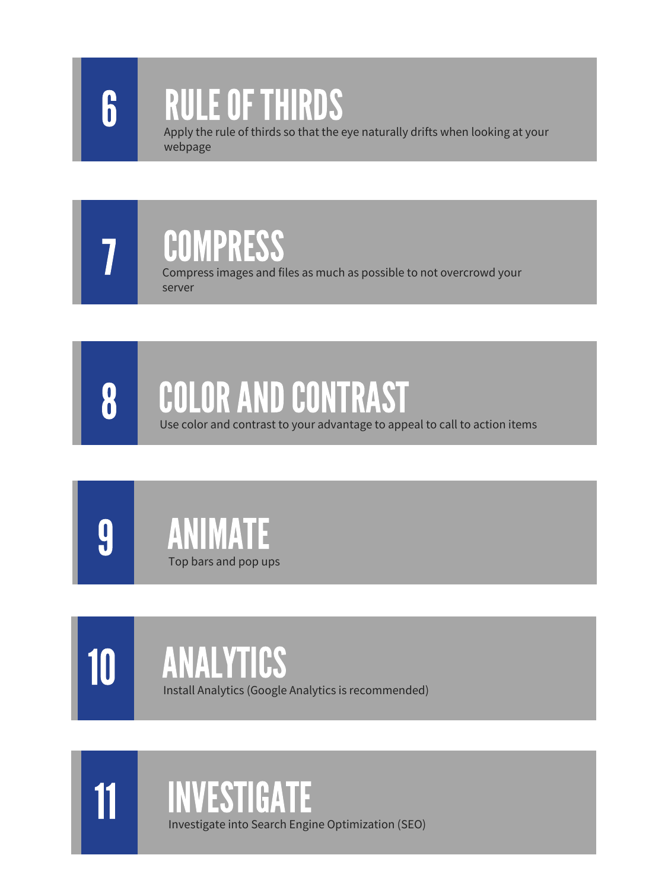## 6 RULE OF THIRDS

Apply the rule of thirds so that the eye naturally drifts when looking at your webpage

## 7 COMPRESS

Compress images and files as much as possible to not overcrowd your server

## 8 COLOR AND CONTRAST

Use color and contrast to your advantage to appeal to call to action items

## 9 ANIMATE

Top bars and pop ups

## 10 ANALYTICS

Install Analytics (Google Analytics is recommended)

## 11 INVESTIGATE

Investigate into Search Engine Optimization (SEO)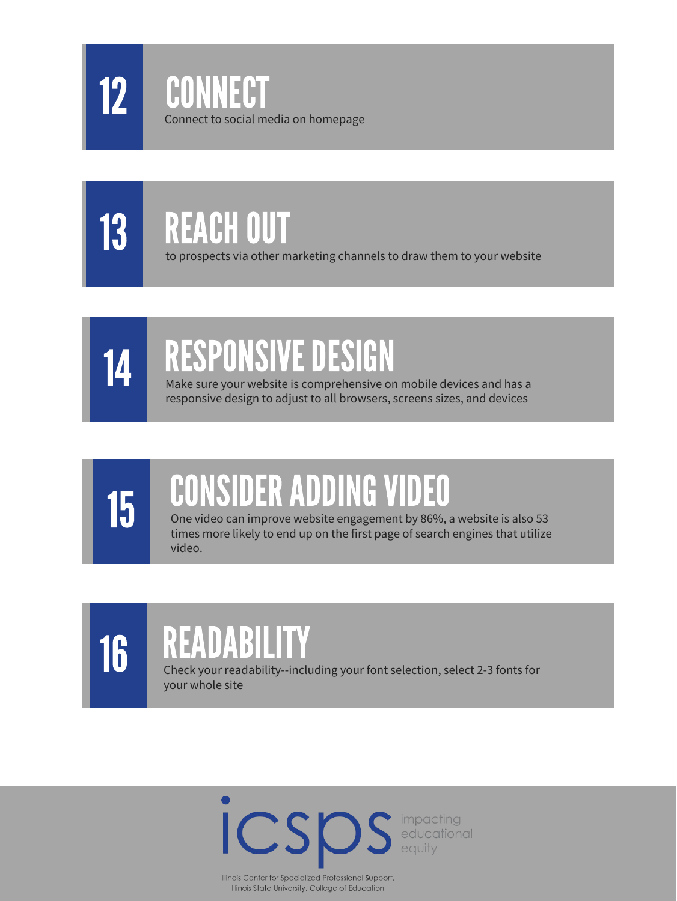## 12 CONNECT

Connect to social media on homepage

## 13 REACH OUT

to prospects via other marketing channels to draw them to your website

## 14 RESPONSIVE DESIGN

Make sure your website is comprehensive on mobile devices and has a responsive design to adjust to all browsers, screens sizes, and devices

## 15 CONSIDER ADDING VIDEO

One video can improve website engagement by 86%, a website is also 53 times more likely to end up on the first page of search engines that utilize video.

## 16 READABILITY

Check your readability--including your font selection, select 2-3 fonts for your whole site

icsps impacting educational equity

Illinois Center for Specialized Professional Support, Illinois State University, College of Education